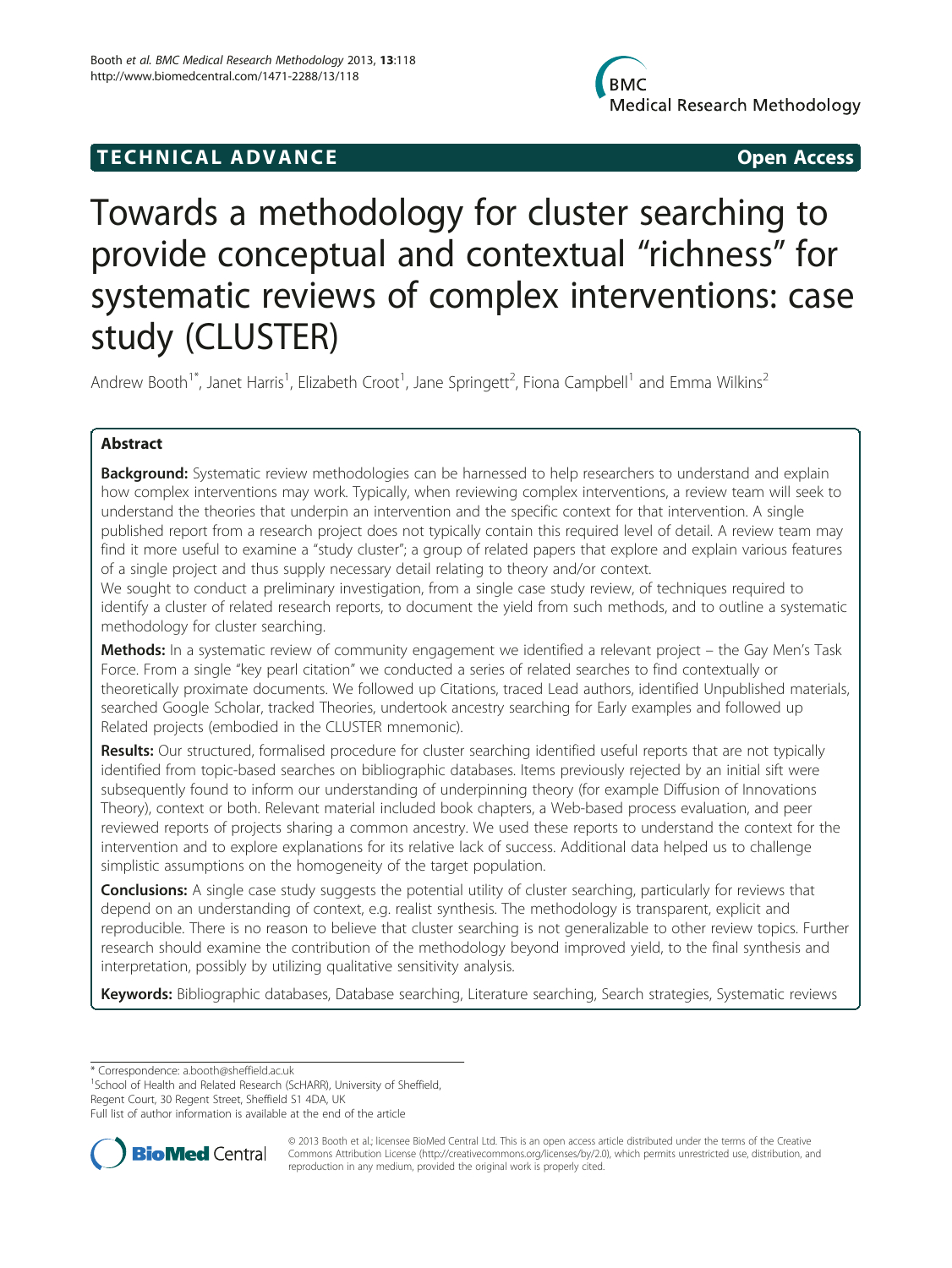TECHNICAL ADVANCE Open Access

# Towards a methodology for cluster searching to provide conceptual and contextual "richness" for systematic reviews of complex interventions: case study (CLUSTER)

Andrew Booth[1*], Janet Harris[1], Elizabeth Croot[1], Jane Springett[2], Fiona Campbell[1] and Emma Wilkins[2]

## Abstract

**Background:** Systematic review methodologies can be harnessed to help researchers to understand and explain how complex interventions may work. Typically, when reviewing complex interventions, a review team will seek to understand the theories that underpin an intervention and the specific context for that intervention. A single published report from a research project does not typically contain this required level of detail. A review team may find it more useful to examine a "study cluster"; a group of related papers that explore and explain various features of a single project and thus supply necessary detail relating to theory and/or context.

We sought to conduct a preliminary investigation, from a single case study review, of techniques required to identify a cluster of related research reports, to document the yield from such methods, and to outline a systematic methodology for cluster searching.

**Methods:** In a systematic review of community engagement we identified a relevant project – the Gay Men's Task Force. From a single "key pearl citation" we conducted a series of related searches to find contextually or theoretically proximate documents. We followed up Citations, traced Lead authors, identified Unpublished materials, searched Google Scholar, tracked Theories, undertook ancestry searching for Early examples and followed up Related projects (embodied in the CLUSTER mnemonic).

**Results:** Our structured, formalised procedure for cluster searching identified useful reports that are not typically identified from topic-based searches on bibliographic databases. Items previously rejected by an initial sift were subsequently found to inform our understanding of underpinning theory (for example Diffusion of Innovations Theory), context or both. Relevant material included book chapters, a Web-based process evaluation, and peer reviewed reports of projects sharing a common ancestry. We used these reports to understand the context for the intervention and to explore explanations for its relative lack of success. Additional data helped us to challenge simplistic assumptions on the homogeneity of the target population.

**Conclusions:** A single case study suggests the potential utility of cluster searching, particularly for reviews that depend on an understanding of context, e.g. realist synthesis. The methodology is transparent, explicit and reproducible. There is no reason to believe that cluster searching is not generalizable to other review topics. Further research should examine the contribution of the methodology beyond improved yield, to the final synthesis and interpretation, possibly by utilizing qualitative sensitivity analysis.

**Keywords:** Bibliographic databases, Database searching, Literature searching, Search strategies, Systematic reviews

---

\* Correspondence: a.booth@sheffield.ac.uk
[1]School of Health and Related Research (ScHARR), University of Sheffield, Regent Court, 30 Regent Street, Sheffield S1 4DA, UK
Full list of author information is available at the end of the article

© 2013 Booth et al.; licensee BioMed Central Ltd. This is an open access article distributed under the terms of the Creative Commons Attribution License (http://creativecommons.org/licenses/by/2.0), which permits unrestricted use, distribution, and reproduction in any medium, provided the original work is properly cited.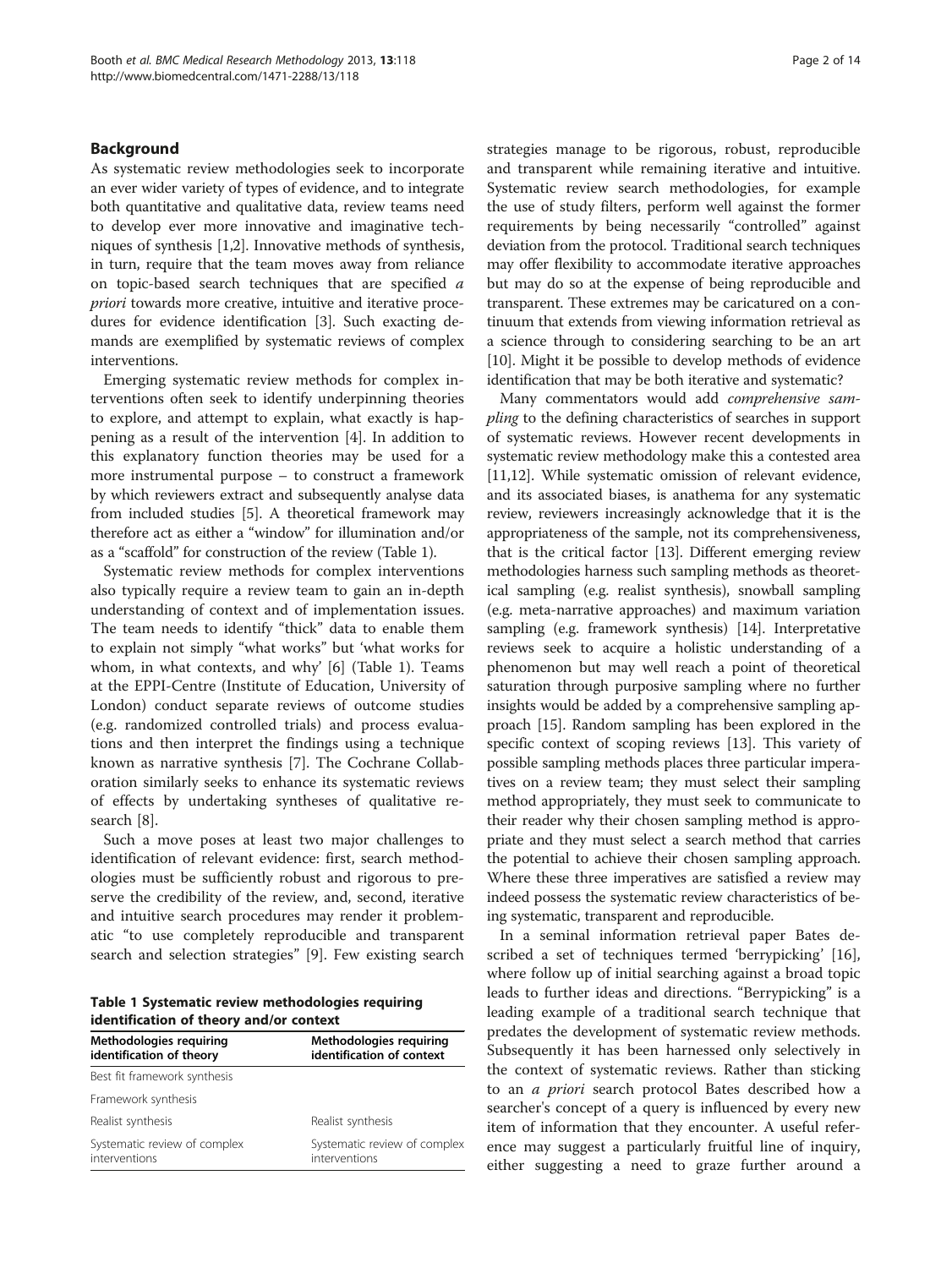## Background

As systematic review methodologies seek to incorporate an ever wider variety of types of evidence, and to integrate both quantitative and qualitative data, review teams need to develop ever more innovative and imaginative techniques of synthesis [1,2]. Innovative methods of synthesis, in turn, require that the team moves away from reliance on topic-based search techniques that are specified *a priori* towards more creative, intuitive and iterative procedures for evidence identification [3]. Such exacting demands are exemplified by systematic reviews of complex interventions.

Emerging systematic review methods for complex interventions often seek to identify underpinning theories to explore, and attempt to explain, what exactly is happening as a result of the intervention [4]. In addition to this explanatory function theories may be used for a more instrumental purpose – to construct a framework by which reviewers extract and subsequently analyse data from included studies [5]. A theoretical framework may therefore act as either a "window" for illumination and/or as a "scaffold" for construction of the review (Table 1).

Systematic review methods for complex interventions also typically require a review team to gain an in-depth understanding of context and of implementation issues. The team needs to identify "thick" data to enable them to explain not simply "what works" but 'what works for whom, in what contexts, and why' [6] (Table 1). Teams at the EPPI-Centre (Institute of Education, University of London) conduct separate reviews of outcome studies (e.g. randomized controlled trials) and process evaluations and then interpret the findings using a technique known as narrative synthesis [7]. The Cochrane Collaboration similarly seeks to enhance its systematic reviews of effects by undertaking syntheses of qualitative research [8].

Such a move poses at least two major challenges to identification of relevant evidence: first, search methodologies must be sufficiently robust and rigorous to preserve the credibility of the review, and, second, iterative and intuitive search procedures may render it problematic "to use completely reproducible and transparent search and selection strategies" [9]. Few existing search strategies manage to be rigorous, robust, reproducible and transparent while remaining iterative and intuitive. Systematic review search methodologies, for example the use of study filters, perform well against the former requirements by being necessarily "controlled" against deviation from the protocol. Traditional search techniques may offer flexibility to accommodate iterative approaches but may do so at the expense of being reproducible and transparent. These extremes may be caricatured on a continuum that extends from viewing information retrieval as a science through to considering searching to be an art [10]. Might it be possible to develop methods of evidence identification that may be both iterative and systematic?

**Table 1 Systematic review methodologies requiring identification of theory and/or context**

| Methodologies requiring identification of theory | Methodologies requiring identification of context |
|---|---|
| Best fit framework synthesis | |
| Framework synthesis | |
| Realist synthesis | Realist synthesis |
| Systematic review of complex interventions | Systematic review of complex interventions |

Many commentators would add *comprehensive sampling* to the defining characteristics of searches in support of systematic reviews. However recent developments in systematic review methodology make this a contested area [11,12]. While systematic omission of relevant evidence, and its associated biases, is anathema for any systematic review, reviewers increasingly acknowledge that it is the appropriateness of the sample, not its comprehensiveness, that is the critical factor [13]. Different emerging review methodologies harness such sampling methods as theoretical sampling (e.g. realist synthesis), snowball sampling (e.g. meta-narrative approaches) and maximum variation sampling (e.g. framework synthesis) [14]. Interpretative reviews seek to acquire a holistic understanding of a phenomenon but may well reach a point of theoretical saturation through purposive sampling where no further insights would be added by a comprehensive sampling approach [15]. Random sampling has been explored in the specific context of scoping reviews [13]. This variety of possible sampling methods places three particular imperatives on a review team; they must select their sampling method appropriately, they must seek to communicate to their reader why their chosen sampling method is appropriate and they must select a search method that carries the potential to achieve their chosen sampling approach. Where these three imperatives are satisfied a review may indeed possess the systematic review characteristics of being systematic, transparent and reproducible.

In a seminal information retrieval paper Bates described a set of techniques termed 'berrypicking' [16], where follow up of initial searching against a broad topic leads to further ideas and directions. "Berrypicking" is a leading example of a traditional search technique that predates the development of systematic review methods. Subsequently it has been harnessed only selectively in the context of systematic reviews. Rather than sticking to an *a priori* search protocol Bates described how a searcher's concept of a query is influenced by every new item of information that they encounter. A useful reference may suggest a particularly fruitful line of inquiry, either suggesting a need to graze further around a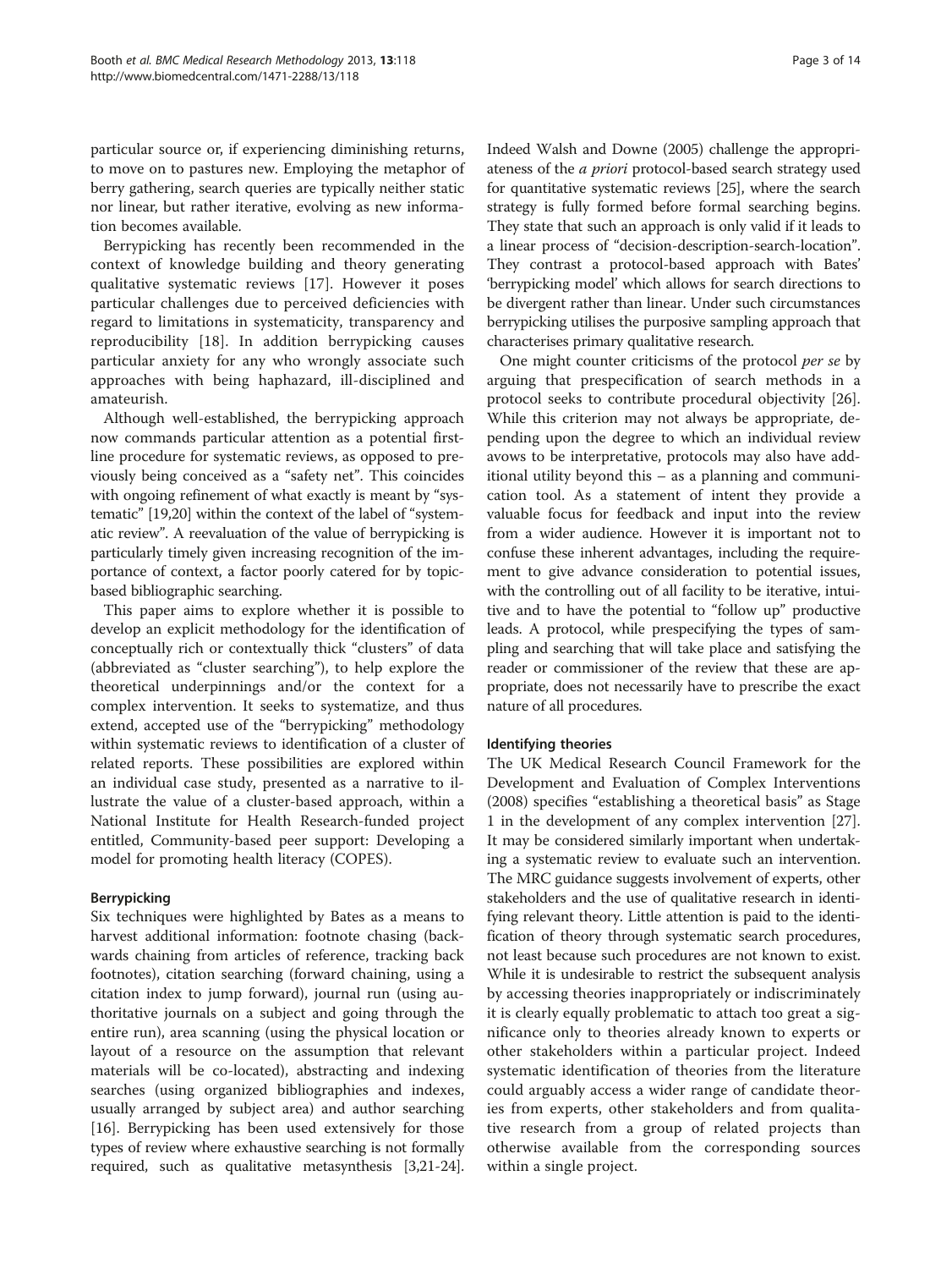particular source or, if experiencing diminishing returns, to move on to pastures new. Employing the metaphor of berry gathering, search queries are typically neither static nor linear, but rather iterative, evolving as new information becomes available.

Berrypicking has recently been recommended in the context of knowledge building and theory generating qualitative systematic reviews [17]. However it poses particular challenges due to perceived deficiencies with regard to limitations in systematicity, transparency and reproducibility [18]. In addition berrypicking causes particular anxiety for any who wrongly associate such approaches with being haphazard, ill-disciplined and amateurish.

Although well-established, the berrypicking approach now commands particular attention as a potential first-line procedure for systematic reviews, as opposed to previously being conceived as a "safety net". This coincides with ongoing refinement of what exactly is meant by "systematic" [19,20] within the context of the label of "systematic review". A reevaluation of the value of berrypicking is particularly timely given increasing recognition of the importance of context, a factor poorly catered for by topic-based bibliographic searching.

This paper aims to explore whether it is possible to develop an explicit methodology for the identification of conceptually rich or contextually thick "clusters" of data (abbreviated as "cluster searching"), to help explore the theoretical underpinnings and/or the context for a complex intervention. It seeks to systematize, and thus extend, accepted use of the "berrypicking" methodology within systematic reviews to identification of a cluster of related reports. These possibilities are explored within an individual case study, presented as a narrative to illustrate the value of a cluster-based approach, within a National Institute for Health Research-funded project entitled, Community-based peer support: Developing a model for promoting health literacy (COPES).

### Berrypicking

Six techniques were highlighted by Bates as a means to harvest additional information: footnote chasing (backwards chaining from articles of reference, tracking back footnotes), citation searching (forward chaining, using a citation index to jump forward), journal run (using authoritative journals on a subject and going through the entire run), area scanning (using the physical location or layout of a resource on the assumption that relevant materials will be co-located), abstracting and indexing searches (using organized bibliographies and indexes, usually arranged by subject area) and author searching [16]. Berrypicking has been used extensively for those types of review where exhaustive searching is not formally required, such as qualitative metasynthesis [3,21-24]. Indeed Walsh and Downe (2005) challenge the appropriateness of the *a priori* protocol-based search strategy used for quantitative systematic reviews [25], where the search strategy is fully formed before formal searching begins. They state that such an approach is only valid if it leads to a linear process of "decision-description-search-location". They contrast a protocol-based approach with Bates' 'berrypicking model' which allows for search directions to be divergent rather than linear. Under such circumstances berrypicking utilises the purposive sampling approach that characterises primary qualitative research.

One might counter criticisms of the protocol *per se* by arguing that prespecification of search methods in a protocol seeks to contribute procedural objectivity [26]. While this criterion may not always be appropriate, depending upon the degree to which an individual review avows to be interpretative, protocols may also have additional utility beyond this – as a planning and communication tool. As a statement of intent they provide a valuable focus for feedback and input into the review from a wider audience. However it is important not to confuse these inherent advantages, including the requirement to give advance consideration to potential issues, with the controlling out of all facility to be iterative, intuitive and to have the potential to "follow up" productive leads. A protocol, while prespecifying the types of sampling and searching that will take place and satisfying the reader or commissioner of the review that these are appropriate, does not necessarily have to prescribe the exact nature of all procedures.

### Identifying theories

The UK Medical Research Council Framework for the Development and Evaluation of Complex Interventions (2008) specifies "establishing a theoretical basis" as Stage 1 in the development of any complex intervention [27]. It may be considered similarly important when undertaking a systematic review to evaluate such an intervention. The MRC guidance suggests involvement of experts, other stakeholders and the use of qualitative research in identifying relevant theory. Little attention is paid to the identification of theory through systematic search procedures, not least because such procedures are not known to exist. While it is undesirable to restrict the subsequent analysis by accessing theories inappropriately or indiscriminately it is clearly equally problematic to attach too great a significance only to theories already known to experts or other stakeholders within a particular project. Indeed systematic identification of theories from the literature could arguably access a wider range of candidate theories from experts, other stakeholders and from qualitative research from a group of related projects than otherwise available from the corresponding sources within a single project.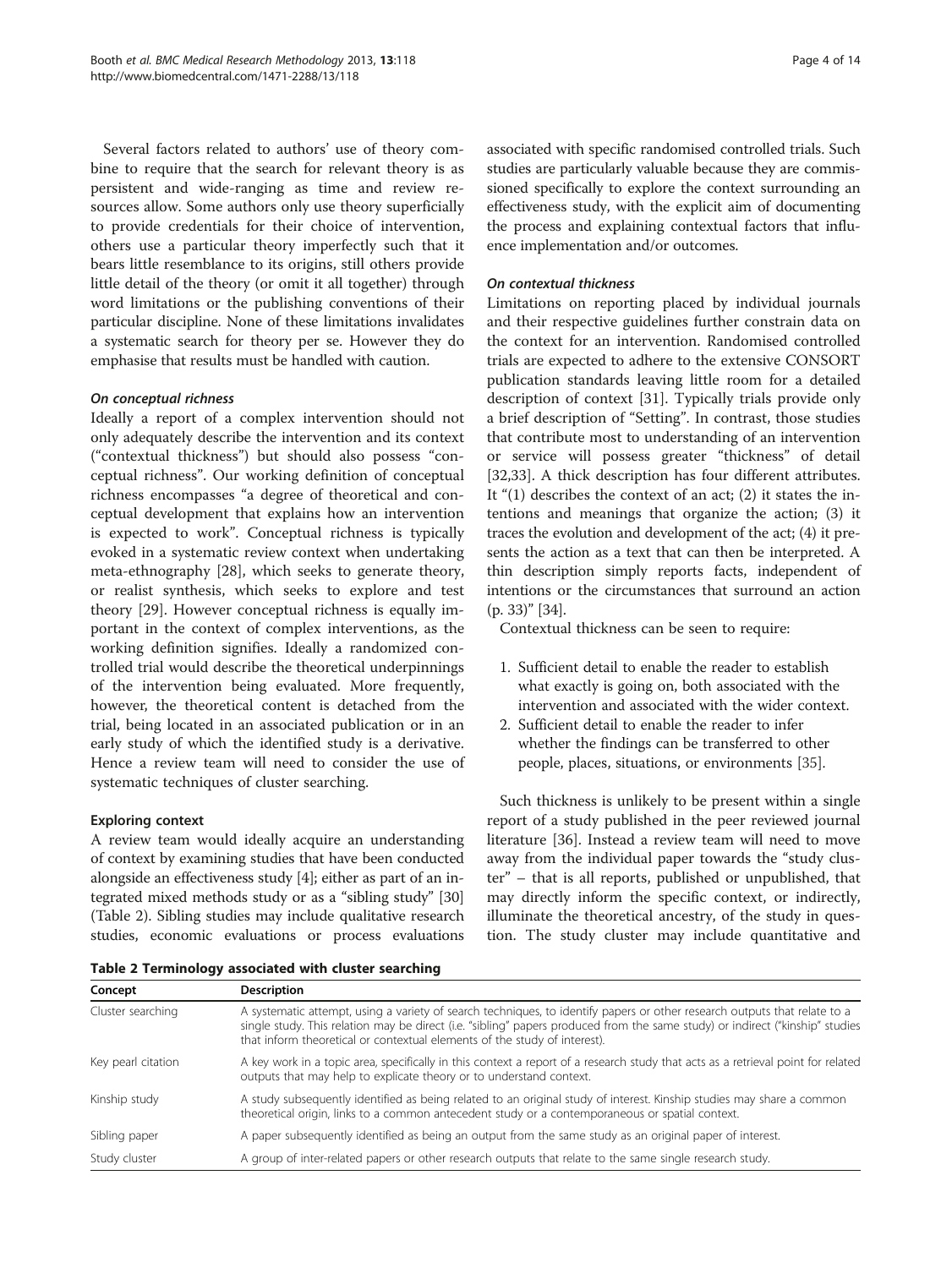Several factors related to authors' use of theory combine to require that the search for relevant theory is as persistent and wide-ranging as time and review resources allow. Some authors only use theory superficially to provide credentials for their choice of intervention, others use a particular theory imperfectly such that it bears little resemblance to its origins, still others provide little detail of the theory (or omit it all together) through word limitations or the publishing conventions of their particular discipline. None of these limitations invalidates a systematic search for theory per se. However they do emphasise that results must be handled with caution.

#### *On conceptual richness*

Ideally a report of a complex intervention should not only adequately describe the intervention and its context ("contextual thickness") but should also possess "conceptual richness". Our working definition of conceptual richness encompasses "a degree of theoretical and conceptual development that explains how an intervention is expected to work". Conceptual richness is typically evoked in a systematic review context when undertaking meta-ethnography [28], which seeks to generate theory, or realist synthesis, which seeks to explore and test theory [29]. However conceptual richness is equally important in the context of complex interventions, as the working definition signifies. Ideally a randomized controlled trial would describe the theoretical underpinnings of the intervention being evaluated. More frequently, however, the theoretical content is detached from the trial, being located in an associated publication or in an early study of which the identified study is a derivative. Hence a review team will need to consider the use of systematic techniques of cluster searching.

### Exploring context

A review team would ideally acquire an understanding of context by examining studies that have been conducted alongside an effectiveness study [4]; either as part of an integrated mixed methods study or as a "sibling study" [30] (Table 2). Sibling studies may include qualitative research studies, economic evaluations or process evaluations associated with specific randomised controlled trials. Such studies are particularly valuable because they are commissioned specifically to explore the context surrounding an effectiveness study, with the explicit aim of documenting the process and explaining contextual factors that influence implementation and/or outcomes.

#### *On contextual thickness*

Limitations on reporting placed by individual journals and their respective guidelines further constrain data on the context for an intervention. Randomised controlled trials are expected to adhere to the extensive CONSORT publication standards leaving little room for a detailed description of context [31]. Typically trials provide only a brief description of "Setting". In contrast, those studies that contribute most to understanding of an intervention or service will possess greater "thickness" of detail [32,33]. A thick description has four different attributes. It "(1) describes the context of an act; (2) it states the intentions and meanings that organize the action; (3) it traces the evolution and development of the act; (4) it presents the action as a text that can then be interpreted. A thin description simply reports facts, independent of intentions or the circumstances that surround an action (p. 33)" [34].

Contextual thickness can be seen to require:

1. Sufficient detail to enable the reader to establish what exactly is going on, both associated with the intervention and associated with the wider context.
2. Sufficient detail to enable the reader to infer whether the findings can be transferred to other people, places, situations, or environments [35].

Such thickness is unlikely to be present within a single report of a study published in the peer reviewed journal literature [36]. Instead a review team will need to move away from the individual paper towards the "study cluster" – that is all reports, published or unpublished, that may directly inform the specific context, or indirectly, illuminate the theoretical ancestry, of the study in question. The study cluster may include quantitative and

**Table 2 Terminology associated with cluster searching**

| Concept | Description |
| --- | --- |
| Cluster searching | A systematic attempt, using a variety of search techniques, to identify papers or other research outputs that relate to a single study. This relation may be direct (i.e. "sibling" papers produced from the same study) or indirect ("kinship" studies that inform theoretical or contextual elements of the study of interest). |
| Key pearl citation | A key work in a topic area, specifically in this context a report of a research study that acts as a retrieval point for related outputs that may help to explicate theory or to understand context. |
| Kinship study | A study subsequently identified as being related to an original study of interest. Kinship studies may share a common theoretical origin, links to a common antecedent study or a contemporaneous or spatial context. |
| Sibling paper | A paper subsequently identified as being an output from the same study as an original paper of interest. |
| Study cluster | A group of inter-related papers or other research outputs that relate to the same single research study. |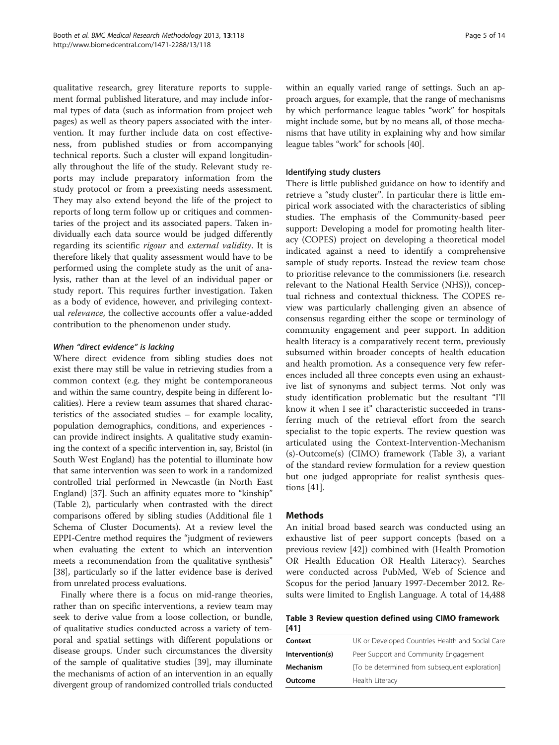qualitative research, grey literature reports to supplement formal published literature, and may include informal types of data (such as information from project web pages) as well as theory papers associated with the intervention. It may further include data on cost effectiveness, from published studies or from accompanying technical reports. Such a cluster will expand longitudinally throughout the life of the study. Relevant study reports may include preparatory information from the study protocol or from a preexisting needs assessment. They may also extend beyond the life of the project to reports of long term follow up or critiques and commentaries of the project and its associated papers. Taken individually each data source would be judged differently regarding its scientific *rigour* and *external validity*. It is therefore likely that quality assessment would have to be performed using the complete study as the unit of analysis, rather than at the level of an individual paper or study report. This requires further investigation. Taken as a body of evidence, however, and privileging contextual *relevance*, the collective accounts offer a value-added contribution to the phenomenon under study.

#### *When "direct evidence" is lacking*

Where direct evidence from sibling studies does not exist there may still be value in retrieving studies from a common context (e.g. they might be contemporaneous and within the same country, despite being in different localities). Here a review team assumes that shared characteristics of the associated studies – for example locality, population demographics, conditions, and experiences - can provide indirect insights. A qualitative study examining the context of a specific intervention in, say, Bristol (in South West England) has the potential to illuminate how that same intervention was seen to work in a randomized controlled trial performed in Newcastle (in North East England) [37]. Such an affinity equates more to "kinship" (Table 2), particularly when contrasted with the direct comparisons offered by sibling studies (Additional file 1 Schema of Cluster Documents). At a review level the EPPI-Centre method requires the "judgment of reviewers when evaluating the extent to which an intervention meets a recommendation from the qualitative synthesis" [38], particularly so if the latter evidence base is derived from unrelated process evaluations.

Finally where there is a focus on mid-range theories, rather than on specific interventions, a review team may seek to derive value from a loose collection, or bundle, of qualitative studies conducted across a variety of temporal and spatial settings with different populations or disease groups. Under such circumstances the diversity of the sample of qualitative studies [39], may illuminate the mechanisms of action of an intervention in an equally divergent group of randomized controlled trials conducted within an equally varied range of settings. Such an approach argues, for example, that the range of mechanisms by which performance league tables "work" for hospitals might include some, but by no means all, of those mechanisms that have utility in explaining why and how similar league tables "work" for schools [40].

### Identifying study clusters

There is little published guidance on how to identify and retrieve a "study cluster". In particular there is little empirical work associated with the characteristics of sibling studies. The emphasis of the Community-based peer support: Developing a model for promoting health literacy (COPES) project on developing a theoretical model indicated against a need to identify a comprehensive sample of study reports. Instead the review team chose to prioritise relevance to the commissioners (i.e. research relevant to the National Health Service (NHS)), conceptual richness and contextual thickness. The COPES review was particularly challenging given an absence of consensus regarding either the scope or terminology of community engagement and peer support. In addition health literacy is a comparatively recent term, previously subsumed within broader concepts of health education and health promotion. As a consequence very few references included all three concepts even using an exhaustive list of synonyms and subject terms. Not only was study identification problematic but the resultant "I'll know it when I see it" characteristic succeeded in transferring much of the retrieval effort from the search specialist to the topic experts. The review question was articulated using the Context-Intervention-Mechanism (s)-Outcome(s) (CIMO) framework (Table 3), a variant of the standard review formulation for a review question but one judged appropriate for realist synthesis questions [41].

## Methods

An initial broad based search was conducted using an exhaustive list of peer support concepts (based on a previous review [42]) combined with (Health Promotion OR Health Education OR Health Literacy). Searches were conducted across PubMed, Web of Science and Scopus for the period January 1997-December 2012. Results were limited to English Language. A total of 14,488

**Table 3 Review question defined using CIMO framework [41]**

| | |
|---|---|
| **Context** | UK or Developed Countries Health and Social Care |
| **Intervention(s)** | Peer Support and Community Engagement |
| **Mechanism** | [To be determined from subsequent exploration] |
| **Outcome** | Health Literacy |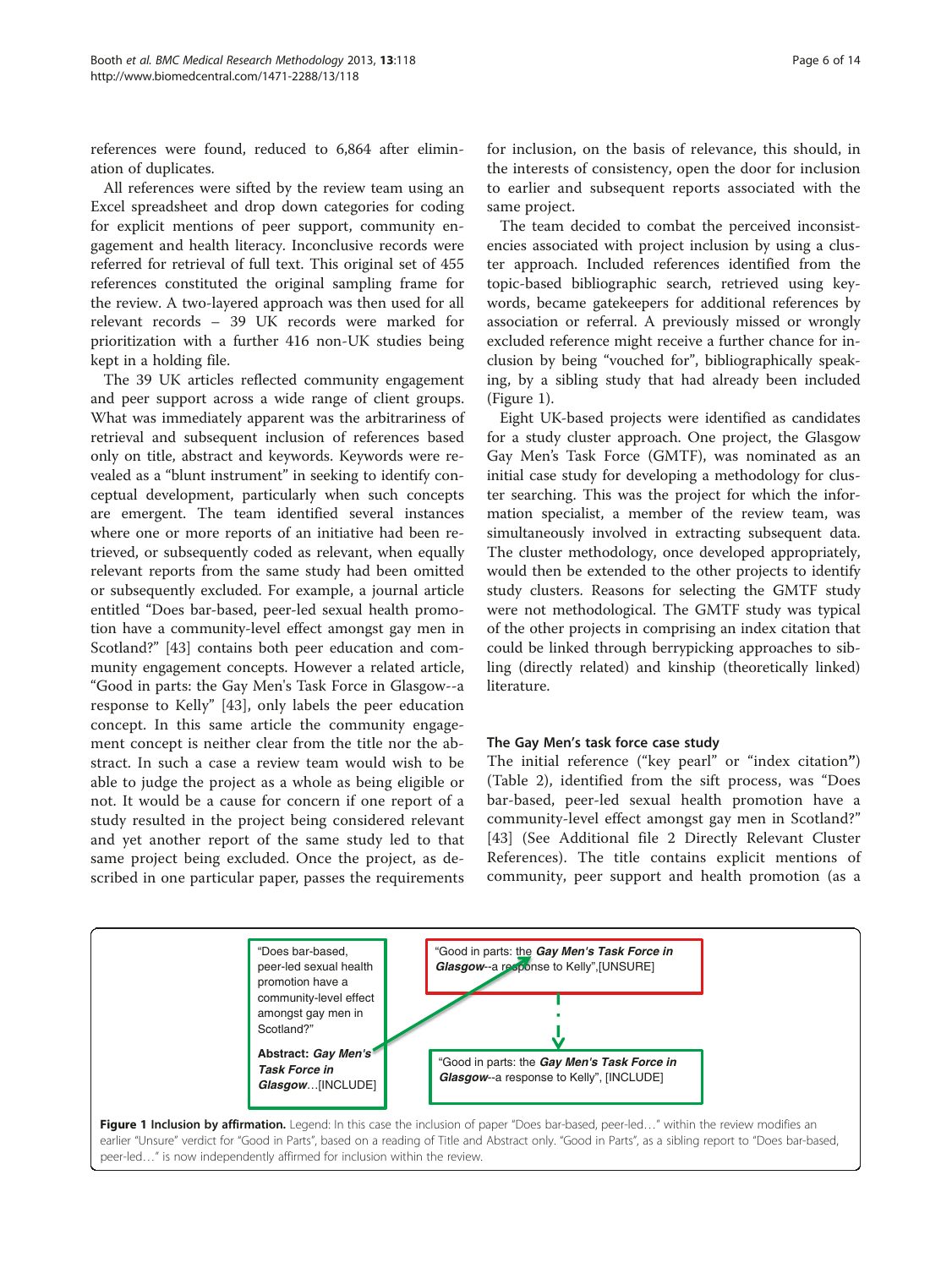references were found, reduced to 6,864 after elimination of duplicates.

All references were sifted by the review team using an Excel spreadsheet and drop down categories for coding for explicit mentions of peer support, community engagement and health literacy. Inconclusive records were referred for retrieval of full text. This original set of 455 references constituted the original sampling frame for the review. A two-layered approach was then used for all relevant records – 39 UK records were marked for prioritization with a further 416 non-UK studies being kept in a holding file.

The 39 UK articles reflected community engagement and peer support across a wide range of client groups. What was immediately apparent was the arbitrariness of retrieval and subsequent inclusion of references based only on title, abstract and keywords. Keywords were revealed as a "blunt instrument" in seeking to identify conceptual development, particularly when such concepts are emergent. The team identified several instances where one or more reports of an initiative had been retrieved, or subsequently coded as relevant, when equally relevant reports from the same study had been omitted or subsequently excluded. For example, a journal article entitled "Does bar-based, peer-led sexual health promotion have a community-level effect amongst gay men in Scotland?" [43] contains both peer education and community engagement concepts. However a related article, "Good in parts: the Gay Men's Task Force in Glasgow--a response to Kelly" [43], only labels the peer education concept. In this same article the community engagement concept is neither clear from the title nor the abstract. In such a case a review team would wish to be able to judge the project as a whole as being eligible or not. It would be a cause for concern if one report of a study resulted in the project being considered relevant and yet another report of the same study led to that same project being excluded. Once the project, as described in one particular paper, passes the requirements for inclusion, on the basis of relevance, this should, in the interests of consistency, open the door for inclusion to earlier and subsequent reports associated with the same project.

The team decided to combat the perceived inconsistencies associated with project inclusion by using a cluster approach. Included references identified from the topic-based bibliographic search, retrieved using keywords, became gatekeepers for additional references by association or referral. A previously missed or wrongly excluded reference might receive a further chance for inclusion by being "vouched for", bibliographically speaking, by a sibling study that had already been included (Figure 1).

Eight UK-based projects were identified as candidates for a study cluster approach. One project, the Glasgow Gay Men's Task Force (GMTF), was nominated as an initial case study for developing a methodology for cluster searching. This was the project for which the information specialist, a member of the review team, was simultaneously involved in extracting subsequent data. The cluster methodology, once developed appropriately, would then be extended to the other projects to identify study clusters. Reasons for selecting the GMTF study were not methodological. The GMTF study was typical of the other projects in comprising an index citation that could be linked through berrypicking approaches to sibling (directly related) and kinship (theoretically linked) literature.

### The Gay Men's task force case study

The initial reference ("key pearl" or "index citation") (Table 2), identified from the sift process, was "Does bar-based, peer-led sexual health promotion have a community-level effect amongst gay men in Scotland?" [43] (See Additional file 2 Directly Relevant Cluster References). The title contains explicit mentions of community, peer support and health promotion (as a

"Does bar-based, peer-led sexual health promotion have a community-level effect amongst gay men in Scotland?"

**Abstract:** ***Gay Men's Task Force in Glasgow***…[INCLUDE]

"Good in parts: the ***Gay Men's Task Force in Glasgow***--a response to Kelly",[UNSURE]

"Good in parts: the ***Gay Men's Task Force in Glasgow***--a response to Kelly", [INCLUDE]

**Figure 1 Inclusion by affirmation.** Legend: In this case the inclusion of paper "Does bar-based, peer-led…" within the review modifies an earlier "Unsure" verdict for "Good in Parts", based on a reading of Title and Abstract only. "Good in Parts", as a sibling report to "Does bar-based, peer-led…" is now independently affirmed for inclusion within the review.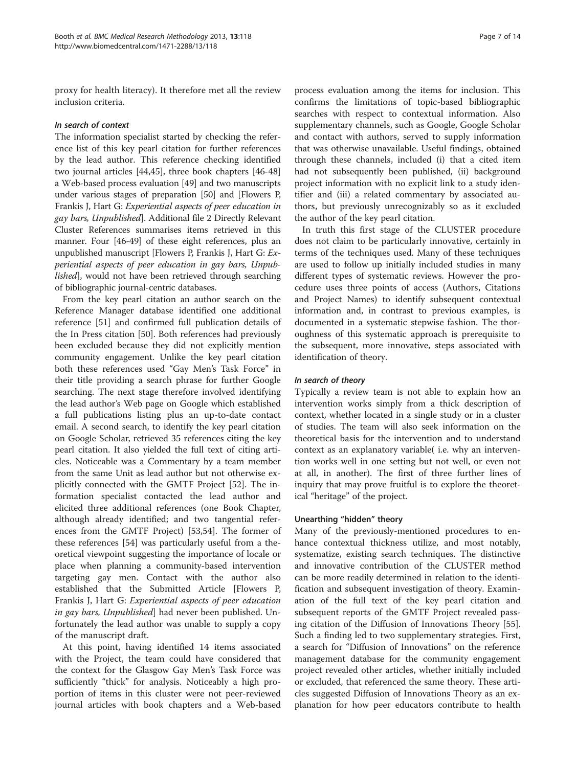proxy for health literacy). It therefore met all the review inclusion criteria.

#### *In search of context*

The information specialist started by checking the reference list of this key pearl citation for further references by the lead author. This reference checking identified two journal articles [44,45], three book chapters [46-48] a Web-based process evaluation [49] and two manuscripts under various stages of preparation [50] and [Flowers P, Frankis J, Hart G: *Experiential aspects of peer education in gay bars, Unpublished*]. Additional file 2 Directly Relevant Cluster References summarises items retrieved in this manner. Four [46-49] of these eight references, plus an unpublished manuscript [Flowers P, Frankis J, Hart G: *Experiential aspects of peer education in gay bars, Unpublished*], would not have been retrieved through searching of bibliographic journal-centric databases.

From the key pearl citation an author search on the Reference Manager database identified one additional reference [51] and confirmed full publication details of the In Press citation [50]. Both references had previously been excluded because they did not explicitly mention community engagement. Unlike the key pearl citation both these references used "Gay Men's Task Force" in their title providing a search phrase for further Google searching. The next stage therefore involved identifying the lead author's Web page on Google which established a full publications listing plus an up-to-date contact email. A second search, to identify the key pearl citation on Google Scholar, retrieved 35 references citing the key pearl citation. It also yielded the full text of citing articles. Noticeable was a Commentary by a team member from the same Unit as lead author but not otherwise explicitly connected with the GMTF Project [52]. The information specialist contacted the lead author and elicited three additional references (one Book Chapter, although already identified; and two tangential references from the GMTF Project) [53,54]. The former of these references [54] was particularly useful from a theoretical viewpoint suggesting the importance of locale or place when planning a community-based intervention targeting gay men. Contact with the author also established that the Submitted Article [Flowers P, Frankis J, Hart G: *Experiential aspects of peer education in gay bars, Unpublished*] had never been published. Unfortunately the lead author was unable to supply a copy of the manuscript draft.

At this point, having identified 14 items associated with the Project, the team could have considered that the context for the Glasgow Gay Men's Task Force was sufficiently "thick" for analysis. Noticeably a high proportion of items in this cluster were not peer-reviewed journal articles with book chapters and a Web-based process evaluation among the items for inclusion. This confirms the limitations of topic-based bibliographic searches with respect to contextual information. Also supplementary channels, such as Google, Google Scholar and contact with authors, served to supply information that was otherwise unavailable. Useful findings, obtained through these channels, included (i) that a cited item had not subsequently been published, (ii) background project information with no explicit link to a study identifier and (iii) a related commentary by associated authors, but previously unrecognizably so as it excluded the author of the key pearl citation.

In truth this first stage of the CLUSTER procedure does not claim to be particularly innovative, certainly in terms of the techniques used. Many of these techniques are used to follow up initially included studies in many different types of systematic reviews. However the procedure uses three points of access (Authors, Citations and Project Names) to identify subsequent contextual information and, in contrast to previous examples, is documented in a systematic stepwise fashion. The thoroughness of this systematic approach is prerequisite to the subsequent, more innovative, steps associated with identification of theory.

#### *In search of theory*

Typically a review team is not able to explain how an intervention works simply from a thick description of context, whether located in a single study or in a cluster of studies. The team will also seek information on the theoretical basis for the intervention and to understand context as an explanatory variable( i.e. why an intervention works well in one setting but not well, or even not at all, in another). The first of three further lines of inquiry that may prove fruitful is to explore the theoretical "heritage" of the project.

### Unearthing "hidden" theory

Many of the previously-mentioned procedures to enhance contextual thickness utilize, and most notably, systematize, existing search techniques. The distinctive and innovative contribution of the CLUSTER method can be more readily determined in relation to the identification and subsequent investigation of theory. Examination of the full text of the key pearl citation and subsequent reports of the GMTF Project revealed passing citation of the Diffusion of Innovations Theory [55]. Such a finding led to two supplementary strategies. First, a search for "Diffusion of Innovations" on the reference management database for the community engagement project revealed other articles, whether initially included or excluded, that referenced the same theory. These articles suggested Diffusion of Innovations Theory as an explanation for how peer educators contribute to health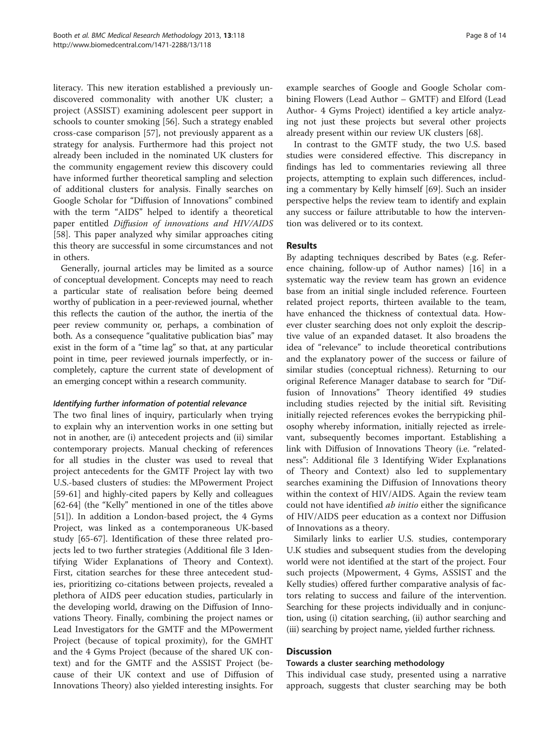literacy. This new iteration established a previously undiscovered commonality with another UK cluster; a project (ASSIST) examining adolescent peer support in schools to counter smoking [56]. Such a strategy enabled cross-case comparison [57], not previously apparent as a strategy for analysis. Furthermore had this project not already been included in the nominated UK clusters for the community engagement review this discovery could have informed further theoretical sampling and selection of additional clusters for analysis. Finally searches on Google Scholar for "Diffusion of Innovations" combined with the term "AIDS" helped to identify a theoretical paper entitled *Diffusion of innovations and HIV/AIDS* [58]. This paper analyzed why similar approaches citing this theory are successful in some circumstances and not in others.

Generally, journal articles may be limited as a source of conceptual development. Concepts may need to reach a particular state of realisation before being deemed worthy of publication in a peer-reviewed journal, whether this reflects the caution of the author, the inertia of the peer review community or, perhaps, a combination of both. As a consequence "qualitative publication bias" may exist in the form of a "time lag" so that, at any particular point in time, peer reviewed journals imperfectly, or incompletely, capture the current state of development of an emerging concept within a research community.

#### Identifying further information of potential relevance

The two final lines of inquiry, particularly when trying to explain why an intervention works in one setting but not in another, are (i) antecedent projects and (ii) similar contemporary projects. Manual checking of references for all studies in the cluster was used to reveal that project antecedents for the GMTF Project lay with two U.S.-based clusters of studies: the MPowerment Project [59-61] and highly-cited papers by Kelly and colleagues [62-64] (the "Kelly" mentioned in one of the titles above [51]). In addition a London-based project, the 4 Gyms Project, was linked as a contemporaneous UK-based study [65-67]. Identification of these three related projects led to two further strategies (Additional file 3 Identifying Wider Explanations of Theory and Context). First, citation searches for these three antecedent studies, prioritizing co-citations between projects, revealed a plethora of AIDS peer education studies, particularly in the developing world, drawing on the Diffusion of Innovations Theory. Finally, combining the project names or Lead Investigators for the GMTF and the MPowerment Project (because of topical proximity), for the GMHT and the 4 Gyms Project (because of the shared UK context) and for the GMTF and the ASSIST Project (because of their UK context and use of Diffusion of Innovations Theory) also yielded interesting insights. For example searches of Google and Google Scholar combining Flowers (Lead Author – GMTF) and Elford (Lead Author- 4 Gyms Project) identified a key article analyzing not just these projects but several other projects already present within our review UK clusters [68].

In contrast to the GMTF study, the two U.S. based studies were considered effective. This discrepancy in findings has led to commentaries reviewing all three projects, attempting to explain such differences, including a commentary by Kelly himself [69]. Such an insider perspective helps the review team to identify and explain any success or failure attributable to how the intervention was delivered or to its context.

## Results

By adapting techniques described by Bates (e.g. Reference chaining, follow-up of Author names) [16] in a systematic way the review team has grown an evidence base from an initial single included reference. Fourteen related project reports, thirteen available to the team, have enhanced the thickness of contextual data. However cluster searching does not only exploit the descriptive value of an expanded dataset. It also broadens the idea of "relevance" to include theoretical contributions and the explanatory power of the success or failure of similar studies (conceptual richness). Returning to our original Reference Manager database to search for "Diffusion of Innovations" Theory identified 49 studies including studies rejected by the initial sift. Revisiting initially rejected references evokes the berrypicking philosophy whereby information, initially rejected as irrelevant, subsequently becomes important. Establishing a link with Diffusion of Innovations Theory (i.e. "relatedness": Additional file 3 Identifying Wider Explanations of Theory and Context) also led to supplementary searches examining the Diffusion of Innovations theory within the context of HIV/AIDS. Again the review team could not have identified *ab initio* either the significance of HIV/AIDS peer education as a context nor Diffusion of Innovations as a theory.

Similarly links to earlier U.S. studies, contemporary U.K studies and subsequent studies from the developing world were not identified at the start of the project. Four such projects (Mpowerment, 4 Gyms, ASSIST and the Kelly studies) offered further comparative analysis of factors relating to success and failure of the intervention. Searching for these projects individually and in conjunction, using (i) citation searching, (ii) author searching and (iii) searching by project name, yielded further richness.

## Discussion

### Towards a cluster searching methodology

This individual case study, presented using a narrative approach, suggests that cluster searching may be both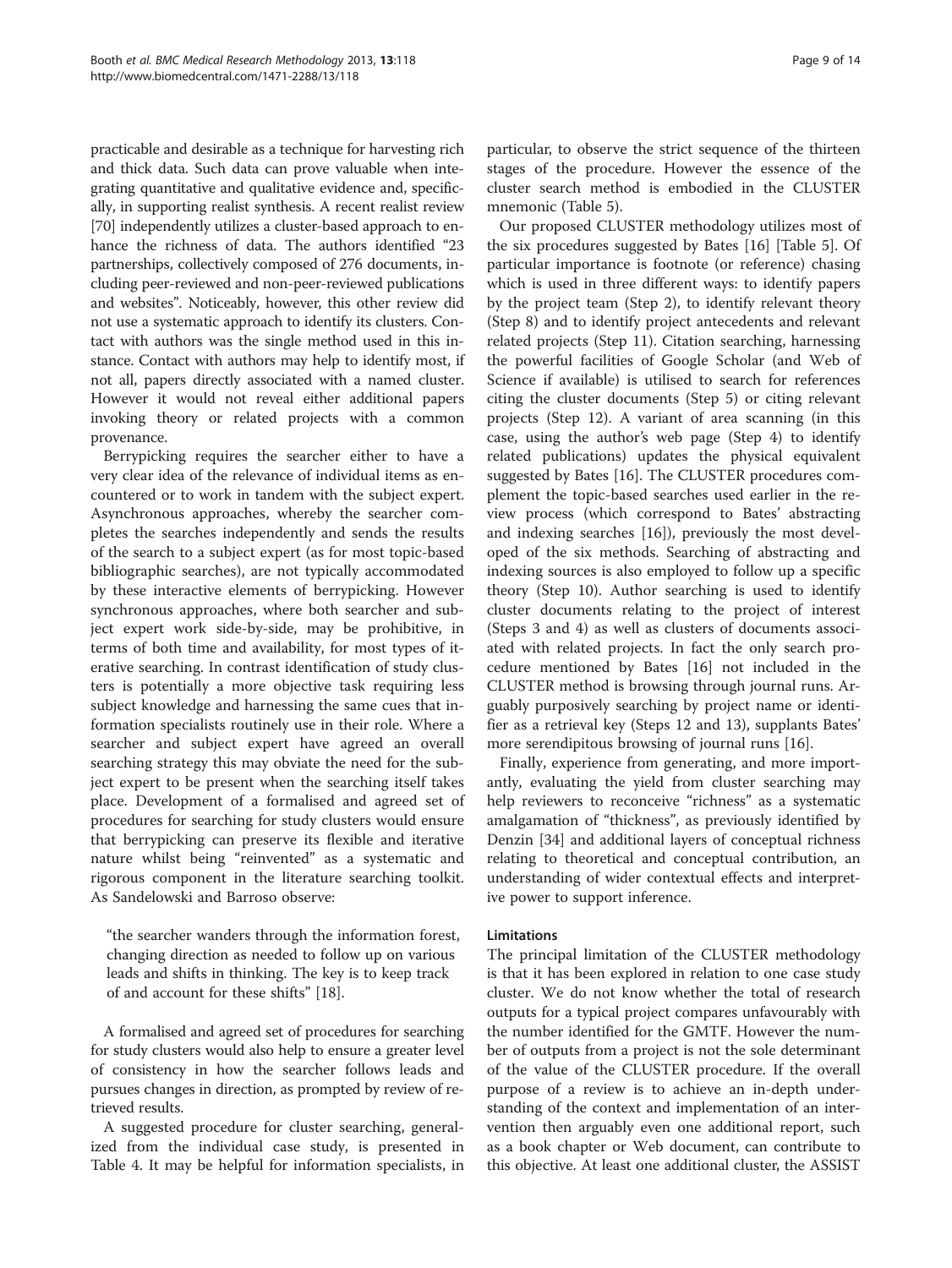practicable and desirable as a technique for harvesting rich and thick data. Such data can prove valuable when integrating quantitative and qualitative evidence and, specifically, in supporting realist synthesis. A recent realist review [70] independently utilizes a cluster-based approach to enhance the richness of data. The authors identified "23 partnerships, collectively composed of 276 documents, including peer-reviewed and non-peer-reviewed publications and websites". Noticeably, however, this other review did not use a systematic approach to identify its clusters. Contact with authors was the single method used in this instance. Contact with authors may help to identify most, if not all, papers directly associated with a named cluster. However it would not reveal either additional papers invoking theory or related projects with a common provenance.

Berrypicking requires the searcher either to have a very clear idea of the relevance of individual items as encountered or to work in tandem with the subject expert. Asynchronous approaches, whereby the searcher completes the searches independently and sends the results of the search to a subject expert (as for most topic-based bibliographic searches), are not typically accommodated by these interactive elements of berrypicking. However synchronous approaches, where both searcher and subject expert work side-by-side, may be prohibitive, in terms of both time and availability, for most types of iterative searching. In contrast identification of study clusters is potentially a more objective task requiring less subject knowledge and harnessing the same cues that information specialists routinely use in their role. Where a searcher and subject expert have agreed an overall searching strategy this may obviate the need for the subject expert to be present when the searching itself takes place. Development of a formalised and agreed set of procedures for searching for study clusters would ensure that berrypicking can preserve its flexible and iterative nature whilst being "reinvented" as a systematic and rigorous component in the literature searching toolkit. As Sandelowski and Barroso observe:

> "the searcher wanders through the information forest, changing direction as needed to follow up on various leads and shifts in thinking. The key is to keep track of and account for these shifts" [18].

A formalised and agreed set of procedures for searching for study clusters would also help to ensure a greater level of consistency in how the searcher follows leads and pursues changes in direction, as prompted by review of retrieved results.

A suggested procedure for cluster searching, generalized from the individual case study, is presented in Table 4. It may be helpful for information specialists, in particular, to observe the strict sequence of the thirteen stages of the procedure. However the essence of the cluster search method is embodied in the CLUSTER mnemonic (Table 5).

Our proposed CLUSTER methodology utilizes most of the six procedures suggested by Bates [16] [Table 5]. Of particular importance is footnote (or reference) chasing which is used in three different ways: to identify papers by the project team (Step 2), to identify relevant theory (Step 8) and to identify project antecedents and relevant related projects (Step 11). Citation searching, harnessing the powerful facilities of Google Scholar (and Web of Science if available) is utilised to search for references citing the cluster documents (Step 5) or citing relevant projects (Step 12). A variant of area scanning (in this case, using the author's web page (Step 4) to identify related publications) updates the physical equivalent suggested by Bates [16]. The CLUSTER procedures complement the topic-based searches used earlier in the review process (which correspond to Bates' abstracting and indexing searches [16]), previously the most developed of the six methods. Searching of abstracting and indexing sources is also employed to follow up a specific theory (Step 10). Author searching is used to identify cluster documents relating to the project of interest (Steps 3 and 4) as well as clusters of documents associated with related projects. In fact the only search procedure mentioned by Bates [16] not included in the CLUSTER method is browsing through journal runs. Arguably purposively searching by project name or identifier as a retrieval key (Steps 12 and 13), supplants Bates' more serendipitous browsing of journal runs [16].

Finally, experience from generating, and more importantly, evaluating the yield from cluster searching may help reviewers to reconceive "richness" as a systematic amalgamation of "thickness", as previously identified by Denzin [34] and additional layers of conceptual richness relating to theoretical and conceptual contribution, an understanding of wider contextual effects and interpretive power to support inference.

### Limitations

The principal limitation of the CLUSTER methodology is that it has been explored in relation to one case study cluster. We do not know whether the total of research outputs for a typical project compares unfavourably with the number identified for the GMTF. However the number of outputs from a project is not the sole determinant of the value of the CLUSTER procedure. If the overall purpose of a review is to achieve an in-depth understanding of the context and implementation of an intervention then arguably even one additional report, such as a book chapter or Web document, can contribute to this objective. At least one additional cluster, the ASSIST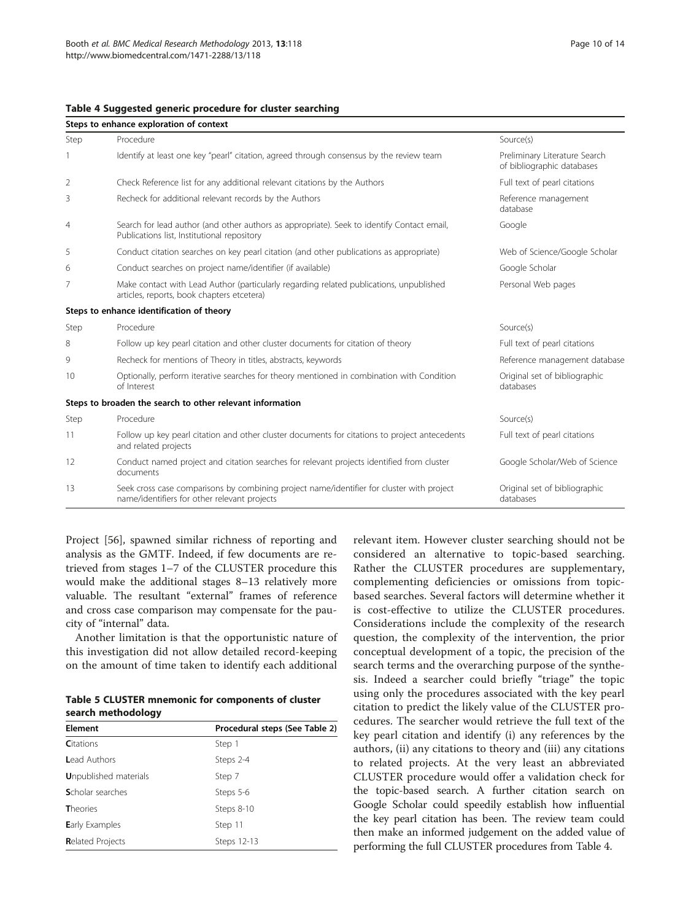**Table 4 Suggested generic procedure for cluster searching**

| Steps to enhance exploration of context | | |
|---|---|---|
| Step | Procedure | Source(s) |
| 1 | Identify at least one key "pearl" citation, agreed through consensus by the review team | Preliminary Literature Search of bibliographic databases |
| 2 | Check Reference list for any additional relevant citations by the Authors | Full text of pearl citations |
| 3 | Recheck for additional relevant records by the Authors | Reference management database |
| 4 | Search for lead author (and other authors as appropriate). Seek to identify Contact email, Publications list, Institutional repository | Google |
| 5 | Conduct citation searches on key pearl citation (and other publications as appropriate) | Web of Science/Google Scholar |
| 6 | Conduct searches on project name/identifier (if available) | Google Scholar |
| 7 | Make contact with Lead Author (particularly regarding related publications, unpublished articles, reports, book chapters etcetera) | Personal Web pages |
| **Steps to enhance identification of theory** | | |
| Step | Procedure | Source(s) |
| 8 | Follow up key pearl citation and other cluster documents for citation of theory | Full text of pearl citations |
| 9 | Recheck for mentions of Theory in titles, abstracts, keywords | Reference management database |
| 10 | Optionally, perform iterative searches for theory mentioned in combination with Condition of Interest | Original set of bibliographic databases |
| **Steps to broaden the search to other relevant information** | | |
| Step | Procedure | Source(s) |
| 11 | Follow up key pearl citation and other cluster documents for citations to project antecedents and related projects | Full text of pearl citations |
| 12 | Conduct named project and citation searches for relevant projects identified from cluster documents | Google Scholar/Web of Science |
| 13 | Seek cross case comparisons by combining project name/identifier for cluster with project name/identifiers for other relevant projects | Original set of bibliographic databases |

Project [56], spawned similar richness of reporting and analysis as the GMTF. Indeed, if few documents are retrieved from stages 1–7 of the CLUSTER procedure this would make the additional stages 8–13 relatively more valuable. The resultant "external" frames of reference and cross case comparison may compensate for the paucity of "internal" data.

Another limitation is that the opportunistic nature of this investigation did not allow detailed record-keeping on the amount of time taken to identify each additional relevant item. However cluster searching should not be considered an alternative to topic-based searching. Rather the CLUSTER procedures are supplementary, complementing deficiencies or omissions from topic-based searches. Several factors will determine whether it is cost-effective to utilize the CLUSTER procedures. Considerations include the complexity of the research question, the complexity of the intervention, the prior conceptual development of a topic, the precision of the search terms and the overarching purpose of the synthesis. Indeed a searcher could briefly "triage" the topic using only the procedures associated with the key pearl citation to predict the likely value of the CLUSTER procedures. The searcher would retrieve the full text of the key pearl citation and identify (i) any references by the authors, (ii) any citations to theory and (iii) any citations to related projects. At the very least an abbreviated CLUSTER procedure would offer a validation check for the topic-based search. A further citation search on Google Scholar could speedily establish how influential the key pearl citation has been. The review team could then make an informed judgement on the added value of performing the full CLUSTER procedures from Table 4.

**Table 5 CLUSTER mnemonic for components of cluster search methodology**

| Element | Procedural steps (See Table 2) |
|---|---|
| **C**itations | Step 1 |
| **L**ead Authors | Steps 2-4 |
| **U**npublished materials | Step 7 |
| **S**cholar searches | Steps 5-6 |
| **T**heories | Steps 8-10 |
| **E**arly Examples | Step 11 |
| **R**elated Projects | Steps 12-13 |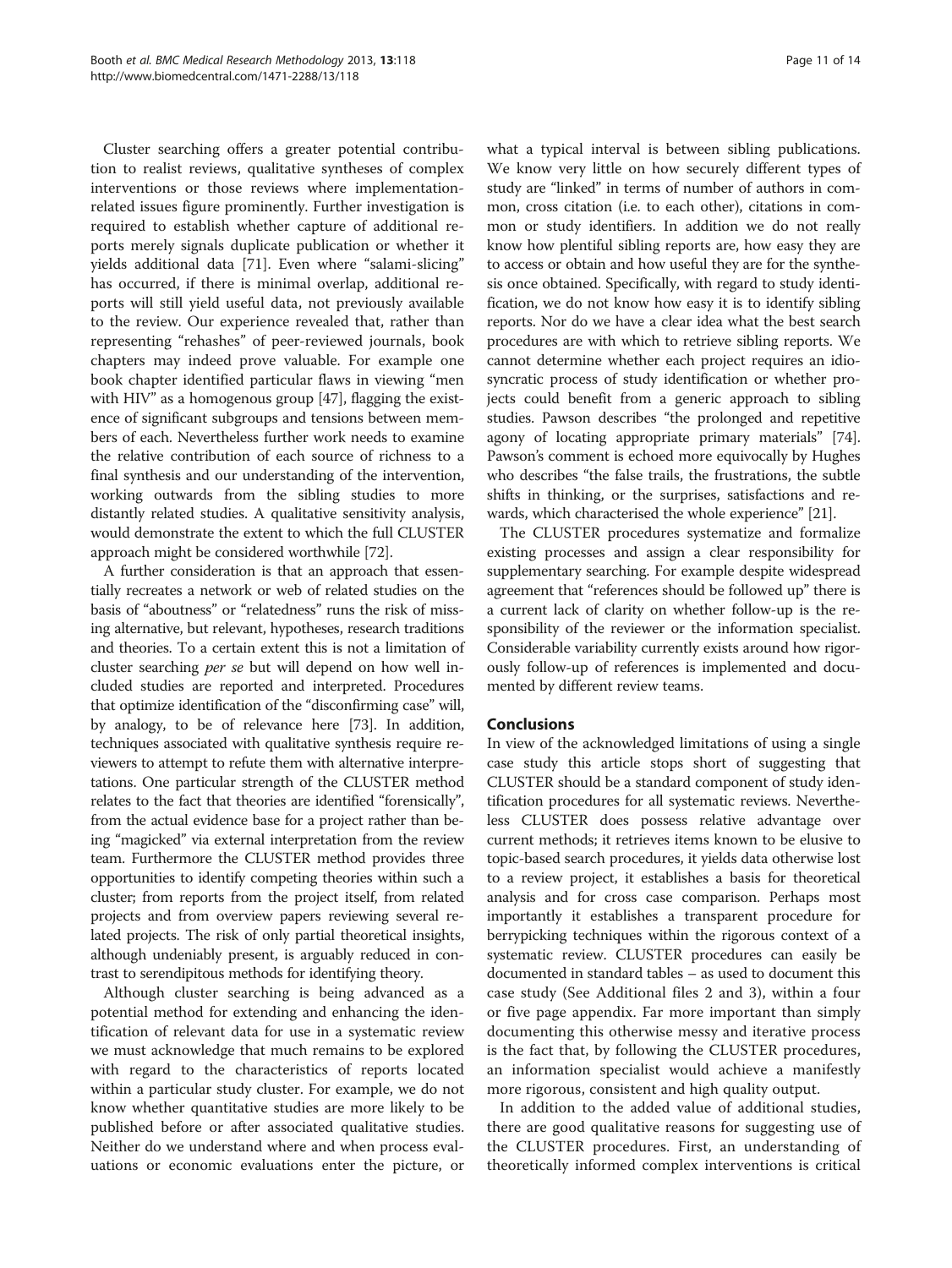Cluster searching offers a greater potential contribution to realist reviews, qualitative syntheses of complex interventions or those reviews where implementation-related issues figure prominently. Further investigation is required to establish whether capture of additional reports merely signals duplicate publication or whether it yields additional data [71]. Even where "salami-slicing" has occurred, if there is minimal overlap, additional reports will still yield useful data, not previously available to the review. Our experience revealed that, rather than representing "rehashes" of peer-reviewed journals, book chapters may indeed prove valuable. For example one book chapter identified particular flaws in viewing "men with HIV" as a homogenous group [47], flagging the existence of significant subgroups and tensions between members of each. Nevertheless further work needs to examine the relative contribution of each source of richness to a final synthesis and our understanding of the intervention, working outwards from the sibling studies to more distantly related studies. A qualitative sensitivity analysis, would demonstrate the extent to which the full CLUSTER approach might be considered worthwhile [72].

A further consideration is that an approach that essentially recreates a network or web of related studies on the basis of "aboutness" or "relatedness" runs the risk of missing alternative, but relevant, hypotheses, research traditions and theories. To a certain extent this is not a limitation of cluster searching *per se* but will depend on how well included studies are reported and interpreted. Procedures that optimize identification of the "disconfirming case" will, by analogy, to be of relevance here [73]. In addition, techniques associated with qualitative synthesis require reviewers to attempt to refute them with alternative interpretations. One particular strength of the CLUSTER method relates to the fact that theories are identified "forensically", from the actual evidence base for a project rather than being "magicked" via external interpretation from the review team. Furthermore the CLUSTER method provides three opportunities to identify competing theories within such a cluster; from reports from the project itself, from related projects and from overview papers reviewing several related projects. The risk of only partial theoretical insights, although undeniably present, is arguably reduced in contrast to serendipitous methods for identifying theory.

Although cluster searching is being advanced as a potential method for extending and enhancing the identification of relevant data for use in a systematic review we must acknowledge that much remains to be explored with regard to the characteristics of reports located within a particular study cluster. For example, we do not know whether quantitative studies are more likely to be published before or after associated qualitative studies. Neither do we understand where and when process evaluations or economic evaluations enter the picture, or what a typical interval is between sibling publications. We know very little on how securely different types of study are "linked" in terms of number of authors in common, cross citation (i.e. to each other), citations in common or study identifiers. In addition we do not really know how plentiful sibling reports are, how easy they are to access or obtain and how useful they are for the synthesis once obtained. Specifically, with regard to study identification, we do not know how easy it is to identify sibling reports. Nor do we have a clear idea what the best search procedures are with which to retrieve sibling reports. We cannot determine whether each project requires an idiosyncratic process of study identification or whether projects could benefit from a generic approach to sibling studies. Pawson describes "the prolonged and repetitive agony of locating appropriate primary materials" [74]. Pawson's comment is echoed more equivocally by Hughes who describes "the false trails, the frustrations, the subtle shifts in thinking, or the surprises, satisfactions and rewards, which characterised the whole experience" [21].

The CLUSTER procedures systematize and formalize existing processes and assign a clear responsibility for supplementary searching. For example despite widespread agreement that "references should be followed up" there is a current lack of clarity on whether follow-up is the responsibility of the reviewer or the information specialist. Considerable variability currently exists around how rigorously follow-up of references is implemented and documented by different review teams.

## Conclusions

In view of the acknowledged limitations of using a single case study this article stops short of suggesting that CLUSTER should be a standard component of study identification procedures for all systematic reviews. Nevertheless CLUSTER does possess relative advantage over current methods; it retrieves items known to be elusive to topic-based search procedures, it yields data otherwise lost to a review project, it establishes a basis for theoretical analysis and for cross case comparison. Perhaps most importantly it establishes a transparent procedure for berrypicking techniques within the rigorous context of a systematic review. CLUSTER procedures can easily be documented in standard tables – as used to document this case study (See Additional files 2 and 3), within a four or five page appendix. Far more important than simply documenting this otherwise messy and iterative process is the fact that, by following the CLUSTER procedures, an information specialist would achieve a manifestly more rigorous, consistent and high quality output.

In addition to the added value of additional studies, there are good qualitative reasons for suggesting use of the CLUSTER procedures. First, an understanding of theoretically informed complex interventions is critical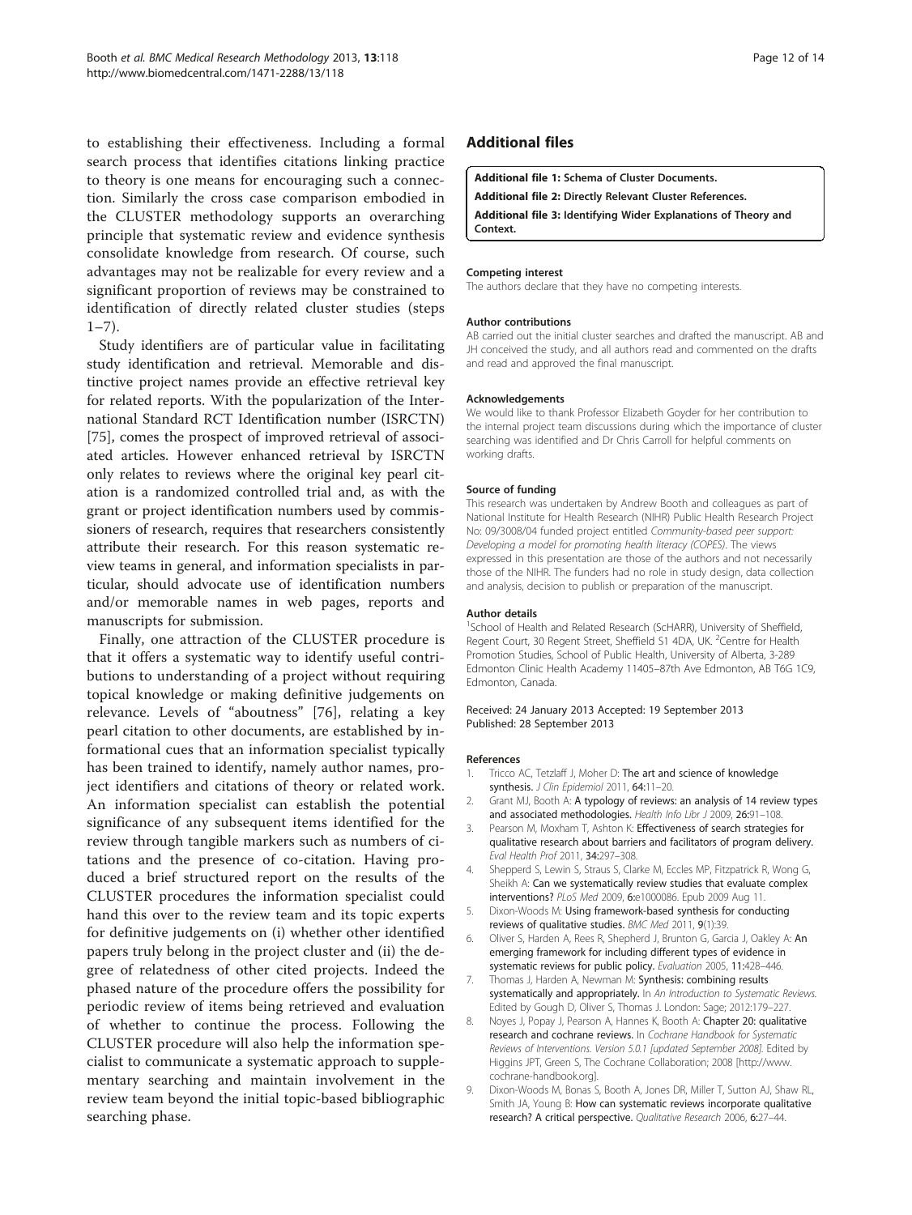to establishing their effectiveness. Including a formal search process that identifies citations linking practice to theory is one means for encouraging such a connection. Similarly the cross case comparison embodied in the CLUSTER methodology supports an overarching principle that systematic review and evidence synthesis consolidate knowledge from research. Of course, such advantages may not be realizable for every review and a significant proportion of reviews may be constrained to identification of directly related cluster studies (steps 1–7).

Study identifiers are of particular value in facilitating study identification and retrieval. Memorable and distinctive project names provide an effective retrieval key for related reports. With the popularization of the International Standard RCT Identification number (ISRCTN) [75], comes the prospect of improved retrieval of associated articles. However enhanced retrieval by ISRCTN only relates to reviews where the original key pearl citation is a randomized controlled trial and, as with the grant or project identification numbers used by commissioners of research, requires that researchers consistently attribute their research. For this reason systematic review teams in general, and information specialists in particular, should advocate use of identification numbers and/or memorable names in web pages, reports and manuscripts for submission.

Finally, one attraction of the CLUSTER procedure is that it offers a systematic way to identify useful contributions to understanding of a project without requiring topical knowledge or making definitive judgements on relevance. Levels of "aboutness" [76], relating a key pearl citation to other documents, are established by informational cues that an information specialist typically has been trained to identify, namely author names, project identifiers and citations of theory or related work. An information specialist can establish the potential significance of any subsequent items identified for the review through tangible markers such as numbers of citations and the presence of co-citation. Having produced a brief structured report on the results of the CLUSTER procedures the information specialist could hand this over to the review team and its topic experts for definitive judgements on (i) whether other identified papers truly belong in the project cluster and (ii) the degree of relatedness of other cited projects. Indeed the phased nature of the procedure offers the possibility for periodic review of items being retrieved and evaluation of whether to continue the process. Following the CLUSTER procedure will also help the information specialist to communicate a systematic approach to supplementary searching and maintain involvement in the review team beyond the initial topic-based bibliographic searching phase.

## Additional files

**Additional file 1: Schema of Cluster Documents.**

**Additional file 2: Directly Relevant Cluster References.**

**Additional file 3: Identifying Wider Explanations of Theory and Context.**

#### Competing interest

The authors declare that they have no competing interests.

#### Author contributions

AB carried out the initial cluster searches and drafted the manuscript. AB and JH conceived the study, and all authors read and commented on the drafts and read and approved the final manuscript.

#### Acknowledgements

We would like to thank Professor Elizabeth Goyder for her contribution to the internal project team discussions during which the importance of cluster searching was identified and Dr Chris Carroll for helpful comments on working drafts.

#### Source of funding

This research was undertaken by Andrew Booth and colleagues as part of National Institute for Health Research (NIHR) Public Health Research Project No: 09/3008/04 funded project entitled *Community-based peer support: Developing a model for promoting health literacy (COPES)*. The views expressed in this presentation are those of the authors and not necessarily those of the NIHR. The funders had no role in study design, data collection and analysis, decision to publish or preparation of the manuscript.

#### Author details

[1]School of Health and Related Research (ScHARR), University of Sheffield, Regent Court, 30 Regent Street, Sheffield S1 4DA, UK. [2]Centre for Health Promotion Studies, School of Public Health, University of Alberta, 3-289 Edmonton Clinic Health Academy 11405–87th Ave Edmonton, AB T6G 1C9, Edmonton, Canada.

Received: 24 January 2013 Accepted: 19 September 2013
Published: 28 September 2013

#### References

1. Tricco AC, Tetzlaff J, Moher D: **The art and science of knowledge synthesis.** *J Clin Epidemiol* 2011, **64:**11–20.
2. Grant MJ, Booth A: **A typology of reviews: an analysis of 14 review types and associated methodologies.** *Health Info Libr J* 2009, **26:**91–108.
3. Pearson M, Moxham T, Ashton K: **Effectiveness of search strategies for qualitative research about barriers and facilitators of program delivery.** *Eval Health Prof* 2011, **34:**297–308.
4. Shepperd S, Lewin S, Straus S, Clarke M, Eccles MP, Fitzpatrick R, Wong G, Sheikh A: **Can we systematically review studies that evaluate complex interventions?** *PLoS Med* 2009, **6:**e1000086. Epub 2009 Aug 11.
5. Dixon-Woods M: **Using framework-based synthesis for conducting reviews of qualitative studies.** *BMC Med* 2011, **9**(1):39.
6. Oliver S, Harden A, Rees R, Shepherd J, Brunton G, Garcia J, Oakley A: **An emerging framework for including different types of evidence in systematic reviews for public policy.** *Evaluation* 2005, **11:**428–446.
7. Thomas J, Harden A, Newman M: **Synthesis: combining results systematically and appropriately.** In *An Introduction to Systematic Reviews.* Edited by Gough D, Oliver S, Thomas J. London: Sage; 2012:179–227.
8. Noyes J, Popay J, Pearson A, Hannes K, Booth A: **Chapter 20: qualitative research and cochrane reviews.** In *Cochrane Handbook for Systematic Reviews of Interventions. Version 5.0.1 [updated September 2008].* Edited by Higgins JPT, Green S, The Cochrane Collaboration; 2008 [http://www.cochrane-handbook.org].
9. Dixon-Woods M, Bonas S, Booth A, Jones DR, Miller T, Sutton AJ, Shaw RL, Smith JA, Young B: **How can systematic reviews incorporate qualitative research? A critical perspective.** *Qualitative Research* 2006, **6:**27–44.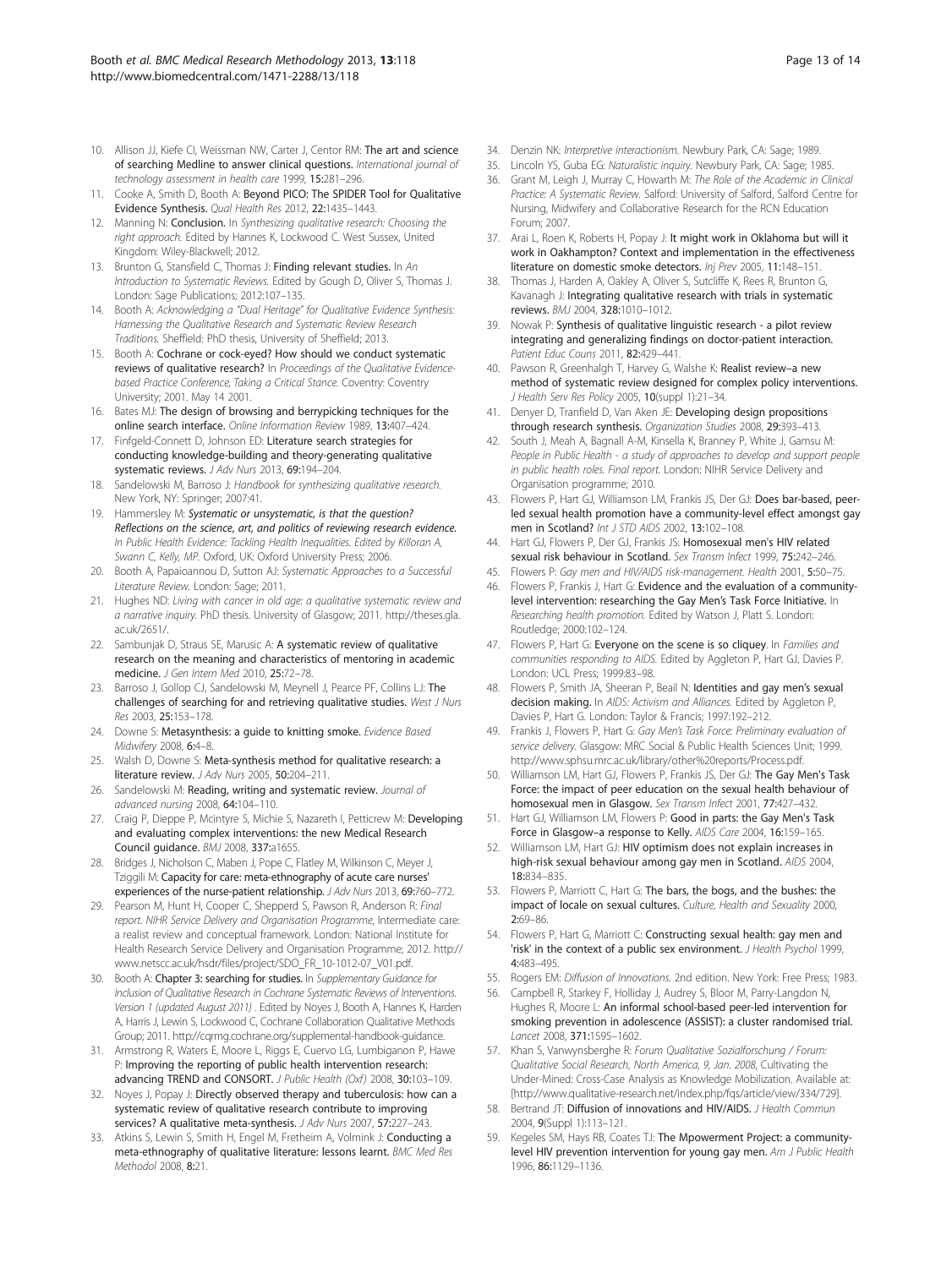10. Allison JJ, Kiefe CI, Weissman NW, Carter J, Centor RM: **The art and science of searching Medline to answer clinical questions.** *International journal of technology assessment in health care* 1999, **15:**281–296.
11. Cooke A, Smith D, Booth A: **Beyond PICO: The SPIDER Tool for Qualitative Evidence Synthesis.** *Qual Health Res* 2012, **22:**1435–1443.
12. Manning N: **Conclusion.** In *Synthesizing qualitative research: Choosing the right approach.* Edited by Hannes K, Lockwood C. West Sussex, United Kingdom: Wiley-Blackwell; 2012.
13. Brunton G, Stansfield C, Thomas J: **Finding relevant studies.** In *An Introduction to Systematic Reviews.* Edited by Gough D, Oliver S, Thomas J. London: Sage Publications; 2012:107–135.
14. Booth A: *Acknowledging a "Dual Heritage" for Qualitative Evidence Synthesis: Harnessing the Qualitative Research and Systematic Review Research Traditions.* Sheffield: PhD thesis, University of Sheffield; 2013.
15. Booth A: **Cochrane or cock-eyed? How should we conduct systematic reviews of qualitative research?** In *Proceedings of the Qualitative Evidence-based Practice Conference, Taking a Critical Stance.* Coventry: Coventry University; 2001. May 14 2001.
16. Bates MJ: **The design of browsing and berrypicking techniques for the online search interface.** *Online Information Review* 1989, **13:**407–424.
17. Finfgeld-Connett D, Johnson ED: **Literature search strategies for conducting knowledge-building and theory-generating qualitative systematic reviews.** *J Adv Nurs* 2013, **69:**194–204.
18. Sandelowski M, Barroso J: *Handbook for synthesizing qualitative research.* New York, NY: Springer; 2007:41.
19. Hammersley M: ***Systematic or unsystematic, is that the question? Reflections on the science, art, and politics of reviewing research evidence.*** *In Public Health Evidence: Tackling Health Inequalities. Edited by Killoran A, Swann C, Kelly, MP.* Oxford, UK: Oxford University Press; 2006.
20. Booth A, Papaioannou D, Sutton AJ: *Systematic Approaches to a Successful Literature Review.* London: Sage; 2011.
21. Hughes ND: *Living with cancer in old age: a qualitative systematic review and a narrative inquiry.* PhD thesis. University of Glasgow; 2011. http://theses.gla.ac.uk/2651/.
22. Sambunjak D, Straus SE, Marusic A: **A systematic review of qualitative research on the meaning and characteristics of mentoring in academic medicine.** *J Gen Intern Med* 2010, **25:**72–78.
23. Barroso J, Gollop CJ, Sandelowski M, Meynell J, Pearce PF, Collins LJ: **The challenges of searching for and retrieving qualitative studies.** *West J Nurs Res* 2003, **25:**153–178.
24. Downe S: **Metasynthesis: a guide to knitting smoke.** *Evidence Based Midwifery* 2008, **6:**4–8.
25. Walsh D, Downe S: **Meta-synthesis method for qualitative research: a literature review.** *J Adv Nurs* 2005, **50:**204–211.
26. Sandelowski M: **Reading, writing and systematic review.** *Journal of advanced nursing* 2008, **64:**104–110.
27. Craig P, Dieppe P, Mcintyre S, Michie S, Nazareth I, Petticrew M: **Developing and evaluating complex interventions: the new Medical Research Council guidance.** *BMJ* 2008, **337:**a1655.
28. Bridges J, Nicholson C, Maben J, Pope C, Flatley M, Wilkinson C, Meyer J, Tziggili M: **Capacity for care: meta-ethnography of acute care nurses' experiences of the nurse-patient relationship.** *J Adv Nurs* 2013, **69:**760–772.
29. Pearson M, Hunt H, Cooper C, Shepperd S, Pawson R, Anderson R: *Final report. NIHR Service Delivery and Organisation Programme*, Intermediate care: a realist review and conceptual framework. London: National Institute for Health Research Service Delivery and Organisation Programme; 2012. http://www.netscc.ac.uk/hsdr/files/project/SDO_FR_10-1012-07_V01.pdf.
30. Booth A: **Chapter 3: searching for studies.** In *Supplementary Guidance for Inclusion of Qualitative Research in Cochrane Systematic Reviews of Interventions. Version 1 (updated August 2011)* . Edited by Noyes J, Booth A, Hannes K, Harden A, Harris J, Lewin S, Lockwood C, Cochrane Collaboration Qualitative Methods Group; 2011. http://cqrmg.cochrane.org/supplemental-handbook-guidance.
31. Armstrong R, Waters E, Moore L, Riggs E, Cuervo LG, Lumbiganon P, Hawe P: **Improving the reporting of public health intervention research: advancing TREND and CONSORT.** *J Public Health (Oxf)* 2008, **30:**103–109.
32. Noyes J, Popay J: **Directly observed therapy and tuberculosis: how can a systematic review of qualitative research contribute to improving services? A qualitative meta-synthesis.** *J Adv Nurs* 2007, **57:**227–243.
33. Atkins S, Lewin S, Smith H, Engel M, Fretheim A, Volmink J: **Conducting a meta-ethnography of qualitative literature: lessons learnt.** *BMC Med Res Methodol* 2008, **8:**21.
34. Denzin NK: *Interpretive interactionism.* Newbury Park, CA: Sage; 1989.
35. Lincoln YS, Guba EG: *Naturalistic inquiry.* Newbury Park, CA: Sage; 1985.
36. Grant M, Leigh J, Murray C, Howarth M: *The Role of the Academic in Clinical Practice: A Systematic Review.* Salford: University of Salford, Salford Centre for Nursing, Midwifery and Collaborative Research for the RCN Education Forum; 2007.
37. Arai L, Roen K, Roberts H, Popay J: **It might work in Oklahoma but will it work in Oakhampton? Context and implementation in the effectiveness literature on domestic smoke detectors.** *Inj Prev* 2005, **11:**148–151.
38. Thomas J, Harden A, Oakley A, Oliver S, Sutcliffe K, Rees R, Brunton G, Kavanagh J: **Integrating qualitative research with trials in systematic reviews.** *BMJ* 2004, **328:**1010–1012.
39. Nowak P: **Synthesis of qualitative linguistic research - a pilot review integrating and generalizing findings on doctor-patient interaction.** *Patient Educ Couns* 2011, **82:**429–441.
40. Pawson R, Greenhalgh T, Harvey G, Walshe K: **Realist review–a new method of systematic review designed for complex policy interventions.** *J Health Serv Res Policy* 2005, **10**(suppl 1):21–34.
41. Denyer D, Tranfield D, Van Aken JE: **Developing design propositions through research synthesis.** *Organization Studies* 2008, **29:**393–413.
42. South J, Meah A, Bagnall A-M, Kinsella K, Branney P, White J, Gamsu M: *People in Public Health - a study of approaches to develop and support people in public health roles. Final report.* London: NIHR Service Delivery and Organisation programme; 2010.
43. Flowers P, Hart GJ, Williamson LM, Frankis JS, Der GJ: **Does bar-based, peer-led sexual health promotion have a community-level effect amongst gay men in Scotland?** *Int J STD AIDS* 2002, **13:**102–108.
44. Hart GJ, Flowers P, Der GJ, Frankis JS: **Homosexual men's HIV related sexual risk behaviour in Scotland.** *Sex Transm Infect* 1999, **75:**242–246.
45. Flowers P: *Gay men and HIV/AIDS risk-management. Health* 2001, **5:**50–75.
46. Flowers P, Frankis J, Hart G: **Evidence and the evaluation of a community-level intervention: researching the Gay Men's Task Force Initiative.** In *Researching health promotion.* Edited by Watson J, Platt S. London: Routledge; 2000:102–124.
47. Flowers P, Hart G: **Everyone on the scene is so cliquey.** In *Families and communities responding to AIDS.* Edited by Aggleton P, Hart GJ, Davies P. London: UCL Press; 1999:83–98.
48. Flowers P, Smith JA, Sheeran P, Beail N: **Identities and gay men's sexual decision making.** In *AIDS: Activism and Alliances.* Edited by Aggleton P, Davies P, Hart G. London: Taylor & Francis; 1997:192–212.
49. Frankis J, Flowers P, Hart G: *Gay Men's Task Force: Preliminary evaluation of service delivery.* Glasgow: MRC Social & Public Health Sciences Unit; 1999. http://www.sphsu.mrc.ac.uk/library/other%20reports/Process.pdf.
50. Williamson LM, Hart GJ, Flowers P, Frankis JS, Der GJ: **The Gay Men's Task Force: the impact of peer education on the sexual health behaviour of homosexual men in Glasgow.** *Sex Transm Infect* 2001, **77:**427–432.
51. Hart GJ, Williamson LM, Flowers P: **Good in parts: the Gay Men's Task Force in Glasgow–a response to Kelly.** *AIDS Care* 2004, **16:**159–165.
52. Williamson LM, Hart GJ: **HIV optimism does not explain increases in high-risk sexual behaviour among gay men in Scotland.** *AIDS* 2004, **18:**834–835.
53. Flowers P, Marriott C, Hart G: **The bars, the bogs, and the bushes: the impact of locale on sexual cultures.** *Culture, Health and Sexuality* 2000, **2:**69–86.
54. Flowers P, Hart G, Marriott C: **Constructing sexual health: gay men and 'risk' in the context of a public sex environment.** *J Health Psychol* 1999, **4:**483–495.
55. Rogers EM: *Diffusion of Innovations.* 2nd edition. New York: Free Press; 1983.
56. Campbell R, Starkey F, Holliday J, Audrey S, Bloor M, Parry-Langdon N, Hughes R, Moore L: **An informal school-based peer-led intervention for smoking prevention in adolescence (ASSIST): a cluster randomised trial.** *Lancet* 2008, **371:**1595–1602.
57. Khan S, Vanwynsberghe R: *Forum Qualitative Sozialforschung / Forum: Qualitative Social Research, North America, 9, Jan. 2008*, Cultivating the Under-Mined: Cross-Case Analysis as Knowledge Mobilization. Available at: [http://www.qualitative-research.net/index.php/fqs/article/view/334/729].
58. Bertrand JT: **Diffusion of innovations and HIV/AIDS.** *J Health Commun* 2004, **9**(Suppl 1):113–121.
59. Kegeles SM, Hays RB, Coates TJ: **The Mpowerment Project: a community-level HIV prevention intervention for young gay men.** *Am J Public Health* 1996, **86:**1129–1136.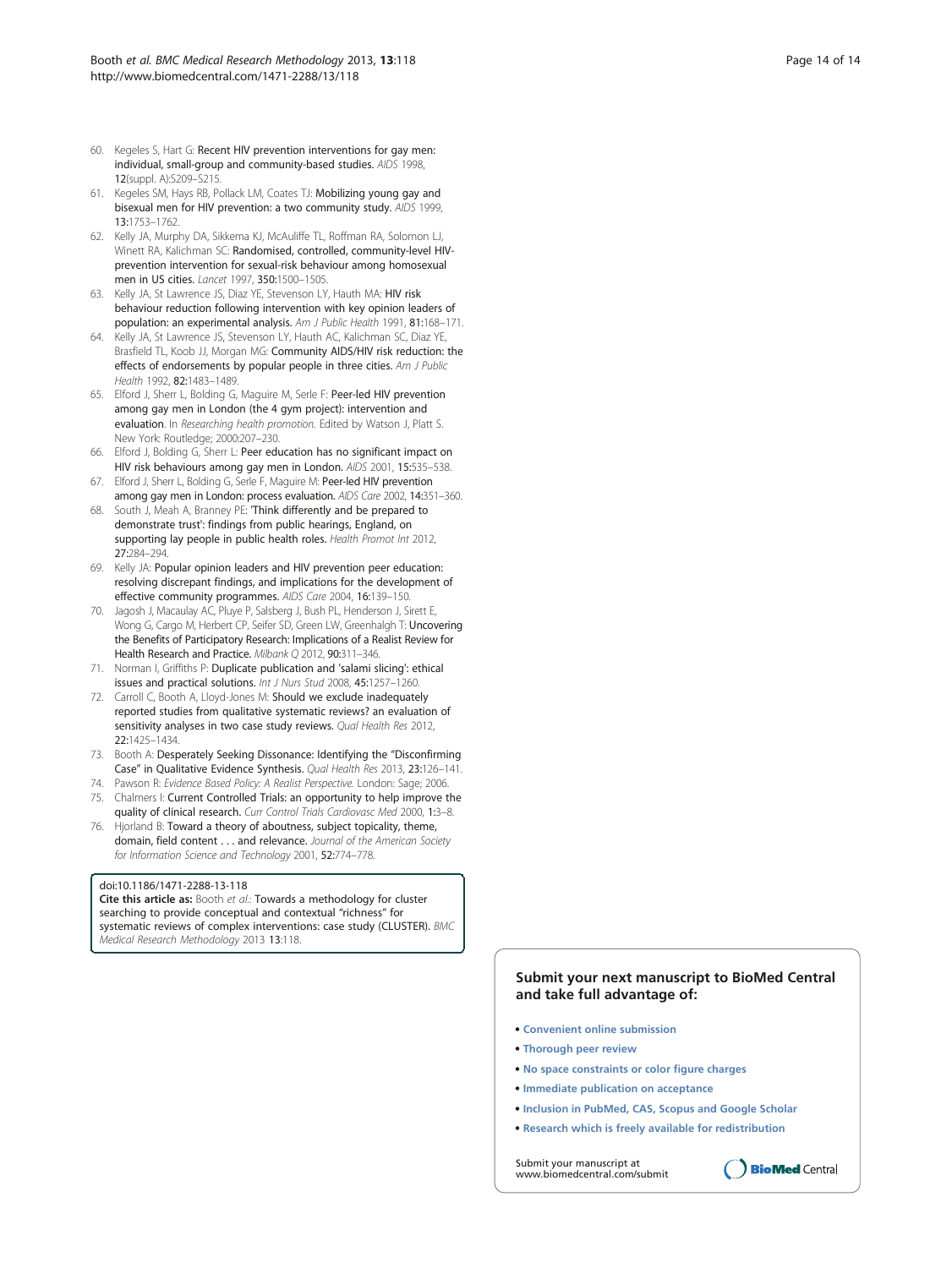60. Kegeles S, Hart G: **Recent HIV prevention interventions for gay men: individual, small-group and community-based studies.** *AIDS* 1998, **12**(suppl. A):S209–S215.
61. Kegeles SM, Hays RB, Pollack LM, Coates TJ: **Mobilizing young gay and bisexual men for HIV prevention: a two community study.** *AIDS* 1999, **13**:1753–1762.
62. Kelly JA, Murphy DA, Sikkema KJ, McAuliffe TL, Roffman RA, Solomon LJ, Winett RA, Kalichman SC: **Randomised, controlled, community-level HIV-prevention intervention for sexual-risk behaviour among homosexual men in US cities.** *Lancet* 1997, **350**:1500–1505.
63. Kelly JA, St Lawrence JS, Diaz YE, Stevenson LY, Hauth MA: **HIV risk behaviour reduction following intervention with key opinion leaders of population: an experimental analysis.** *Am J Public Health* 1991, **81**:168–171.
64. Kelly JA, St Lawrence JS, Stevenson LY, Hauth AC, Kalichman SC, Diaz YE, Brasfield TL, Koob JJ, Morgan MG: **Community AIDS/HIV risk reduction: the effects of endorsements by popular people in three cities.** *Am J Public Health* 1992, **82**:1483–1489.
65. Elford J, Sherr L, Bolding G, Maguire M, Serle F: **Peer-led HIV prevention among gay men in London (the 4 gym project): intervention and evaluation.** In *Researching health promotion.* Edited by Watson J, Platt S. New York: Routledge; 2000:207–230.
66. Elford J, Bolding G, Sherr L: **Peer education has no significant impact on HIV risk behaviours among gay men in London.** *AIDS* 2001, **15**:535–538.
67. Elford J, Sherr L, Bolding G, Serle F, Maguire M: **Peer-led HIV prevention among gay men in London: process evaluation.** *AIDS Care* 2002, **14**:351–360.
68. South J, Meah A, Branney PE: **'Think differently and be prepared to demonstrate trust': findings from public hearings, England, on supporting lay people in public health roles.** *Health Promot Int* 2012, **27**:284–294.
69. Kelly JA: **Popular opinion leaders and HIV prevention peer education: resolving discrepant findings, and implications for the development of effective community programmes.** *AIDS Care* 2004, **16**:139–150.
70. Jagosh J, Macaulay AC, Pluye P, Salsberg J, Bush PL, Henderson J, Sirett E, Wong G, Cargo M, Herbert CP, Seifer SD, Green LW, Greenhalgh T: **Uncovering the Benefits of Participatory Research: Implications of a Realist Review for Health Research and Practice.** *Milbank Q* 2012, **90**:311–346.
71. Norman I, Griffiths P: **Duplicate publication and 'salami slicing': ethical issues and practical solutions.** *Int J Nurs Stud* 2008, **45**:1257–1260.
72. Carroll C, Booth A, Lloyd-Jones M: **Should we exclude inadequately reported studies from qualitative systematic reviews? an evaluation of sensitivity analyses in two case study reviews.** *Qual Health Res* 2012, **22**:1425–1434.
73. Booth A: **Desperately Seeking Dissonance: Identifying the "Disconfirming Case" in Qualitative Evidence Synthesis.** *Qual Health Res* 2013, **23**:126–141.
74. Pawson R: *Evidence Based Policy: A Realist Perspective.* London: Sage; 2006.
75. Chalmers I: **Current Controlled Trials: an opportunity to help improve the quality of clinical research.** *Curr Control Trials Cardiovasc Med* 2000, **1**:3–8.
76. Hjorland B: **Toward a theory of aboutness, subject topicality, theme, domain, field content . . . and relevance.** *Journal of the American Society for Information Science and Technology* 2001, **52**:774–778.

doi:10.1186/1471-2288-13-118
**Cite this article as:** Booth *et al.*: Towards a methodology for cluster searching to provide conceptual and contextual "richness" for systematic reviews of complex interventions: case study (CLUSTER). *BMC Medical Research Methodology* 2013 **13**:118.

**Submit your next manuscript to BioMed Central and take full advantage of:**

- **Convenient online submission**
- **Thorough peer review**
- **No space constraints or color figure charges**
- **Immediate publication on acceptance**
- **Inclusion in PubMed, CAS, Scopus and Google Scholar**
- **Research which is freely available for redistribution**

Submit your manuscript at
www.biomedcentral.com/submit

BioMed Central